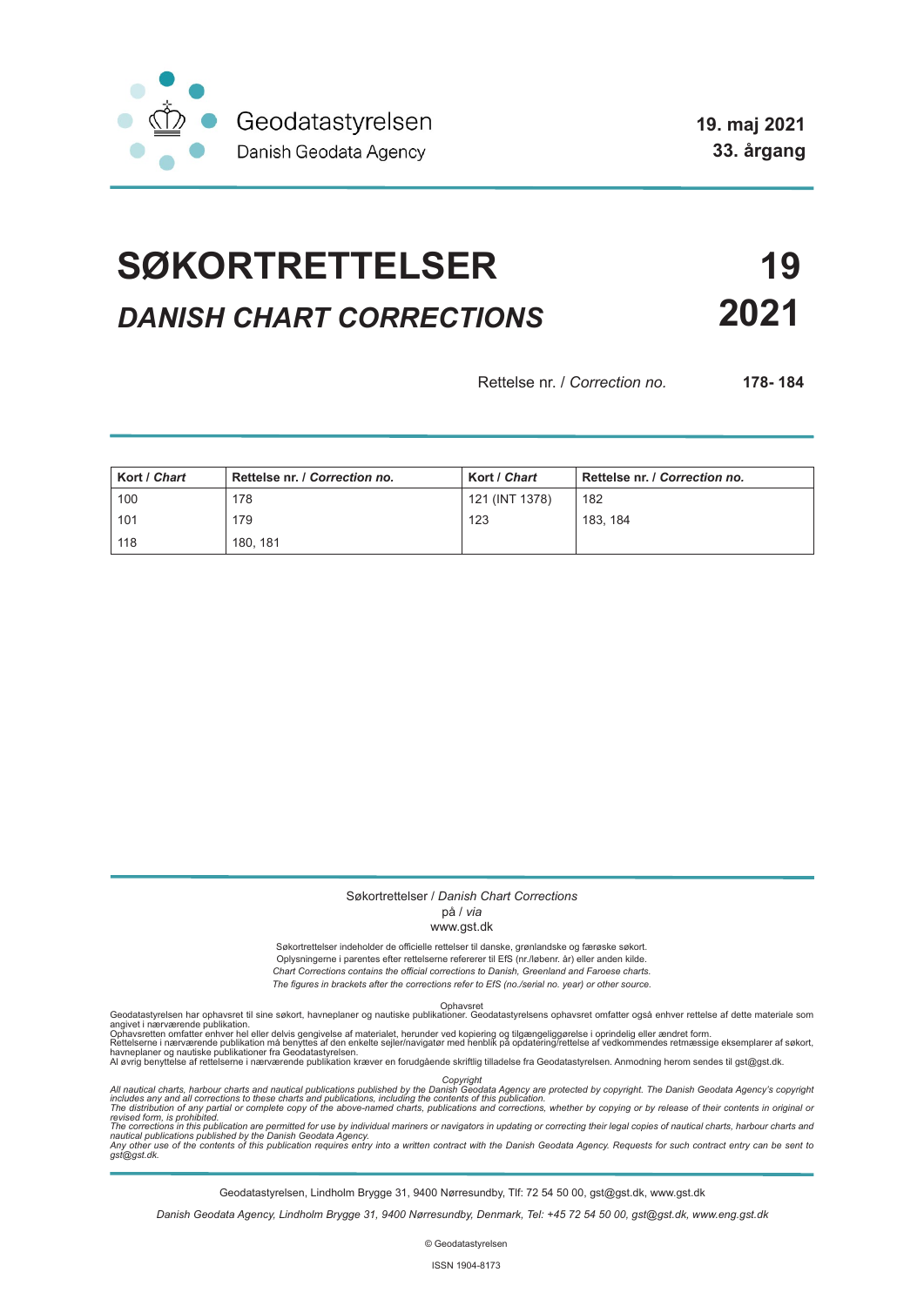Geodatastyrelsen
Danish Geodata Agency

**19. maj 2021**
**33. årgang**

# SØKORTRETTELSER **19**
## *DANISH CHART CORRECTIONS* **2021**

Rettelse nr. / *Correction no.* **178- 184**

| Kort / *Chart* | Rettelse nr. / *Correction no.* | Kort / *Chart* | Rettelse nr. / *Correction no.* |
|---|---|---|---|
| 100 | 178 | 121 (INT 1378) | 182 |
| 101 | 179 | 123 | 183, 184 |
| 118 | 180, 181 | | |

Søkortrettelser / *Danish Chart Corrections*
på / *via*
www.gst.dk

Søkortrettelser indeholder de officielle rettelser til danske, grønlandske og færøske søkort.
Oplysningerne i parentes efter rettelserne refererer til EfS (nr./løbenr. år) eller anden kilde.
*Chart Corrections contains the official corrections to Danish, Greenland and Faroese charts.*
*The figures in brackets after the corrections refer to EfS (no./serial no. year) or other source.*

Ophavsret
Geodatastyrelsen har ophavsret til sine søkort, havneplaner og nautiske publikationer. Geodatastyrelsens ophavsret omfatter også enhver rettelse af dette materiale som angivet i nærværende publikation.
Ophavsretten omfatter enhver hel eller delvis gengivelse af materialet, herunder ved kopiering og tilgængeliggørelse i oprindelig eller ændret form.
Rettelserne i nærværende publikation må benyttes af den enkelte sejler/navigatør med henblik på opdatering/rettelse af vedkommendes retmæssige eksemplarer af søkort, havneplaner og nautiske publikationer fra Geodatastyrelsen.
Al øvrig benyttelse af rettelserne i nærværende publikation kræver en forudgående skriftlig tilladelse fra Geodatastyrelsen. Anmodning herom sendes til gst@gst.dk.

*Copyright*
*All nautical charts, harbour charts and nautical publications published by the Danish Geodata Agency are protected by copyright. The Danish Geodata Agency's copyright includes any and all corrections to these charts and publications, including the contents of this publication.*
*The distribution of any partial or complete copy of the above-named charts, publications and corrections, whether by copying or by release of their contents in original or revised form, is prohibited.*
*The corrections in this publication are permitted for use by individual mariners or navigators in updating or correcting their legal copies of nautical charts, harbour charts and nautical publications published by the Danish Geodata Agency.*
*Any other use of the contents of this publication requires entry into a written contract with the Danish Geodata Agency. Requests for such contract entry can be sent to gst@gst.dk.*

Geodatastyrelsen, Lindholm Brygge 31, 9400 Nørresundby, Tlf: 72 54 50 00, gst@gst.dk, www.gst.dk

*Danish Geodata Agency, Lindholm Brygge 31, 9400 Nørresundby, Denmark, Tel: +45 72 54 50 00, gst@gst.dk, www.eng.gst.dk*

© Geodatastyrelsen

ISSN 1904-8173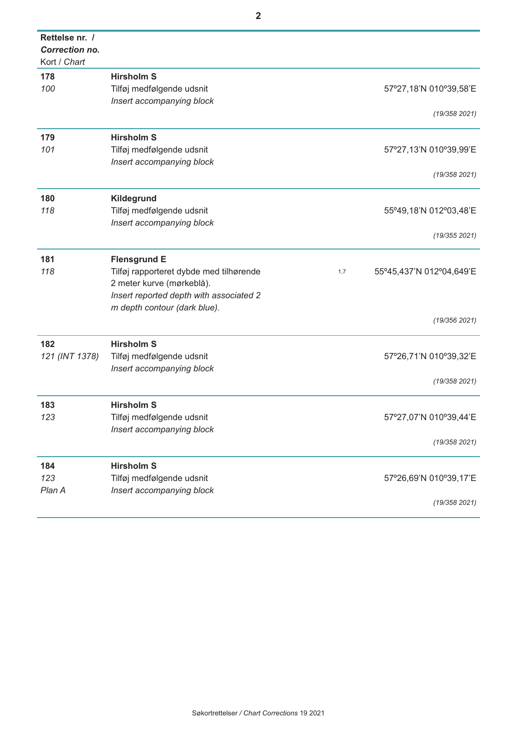| **Rettelse nr. /** *Correction no.* Kort / *Chart* | | | |
|---|---|---|---|
| **178** *100* | **Hirsholm S** Tilføj medfølgende udsnit *Insert accompanying block* | | 57º27,18'N 010º39,58'E *(19/358 2021)* |
| **179** *101* | **Hirsholm S** Tilføj medfølgende udsnit *Insert accompanying block* | | 57º27,13'N 010º39,99'E *(19/358 2021)* |
| **180** *118* | **Kildegrund** Tilføj medfølgende udsnit *Insert accompanying block* | | 55º49,18'N 012º03,48'E *(19/355 2021)* |
| **181** *118* | **Flensgrund E** Tilføj rapporteret dybde med tilhørende 2 meter kurve (mørkeblå). *Insert reported depth with associated 2 m depth contour (dark blue).* | 1,7 | 55º45,437'N 012º04,649'E *(19/356 2021)* |
| **182** *121 (INT 1378)* | **Hirsholm S** Tilføj medfølgende udsnit *Insert accompanying block* | | 57º26,71'N 010º39,32'E *(19/358 2021)* |
| **183** *123* | **Hirsholm S** Tilføj medfølgende udsnit *Insert accompanying block* | | 57º27,07'N 010º39,44'E *(19/358 2021)* |
| **184** *123* *Plan A* | **Hirsholm S** Tilføj medfølgende udsnit *Insert accompanying block* | | 57º26,69'N 010º39,17'E *(19/358 2021)* |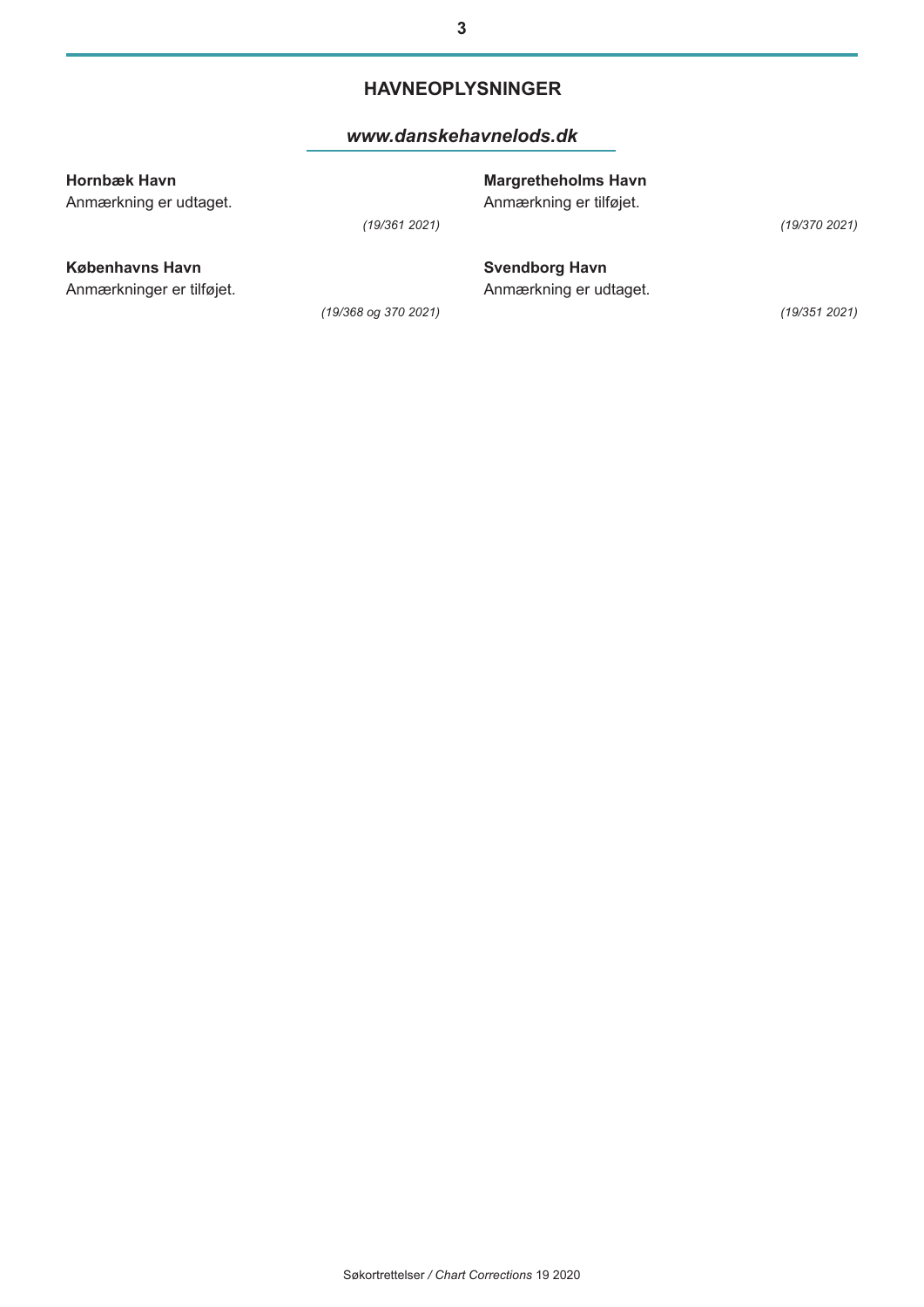## HAVNEOPLYSNINGER

*www.danskehavnelods.dk*

**Hornbæk Havn**
Anmærkning er udtaget.

*(19/361 2021)*

**Københavns Havn**
Anmærkninger er tilføjet.

*(19/368 og 370 2021)*

**Margretheholms Havn**
Anmærkning er tilføjet.

*(19/370 2021)*

**Svendborg Havn**
Anmærkning er udtaget.

*(19/351 2021)*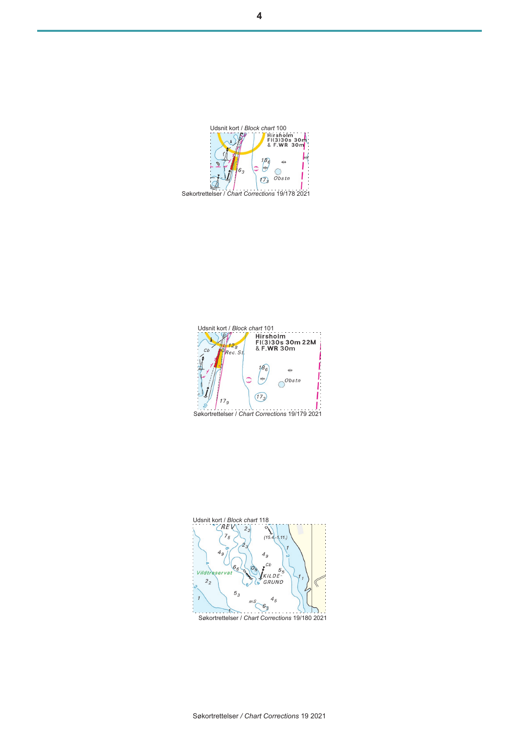Udsnit kort / *Block chart* 100

Søkortrettelser / *Chart Corrections* 19/178 2021

Udsnit kort / *Block chart* 101

Søkortrettelser / *Chart Corrections* 19/179 2021

Udsnit kort / *Block chart* 118

Søkortrettelser / *Chart Corrections* 19/180 2021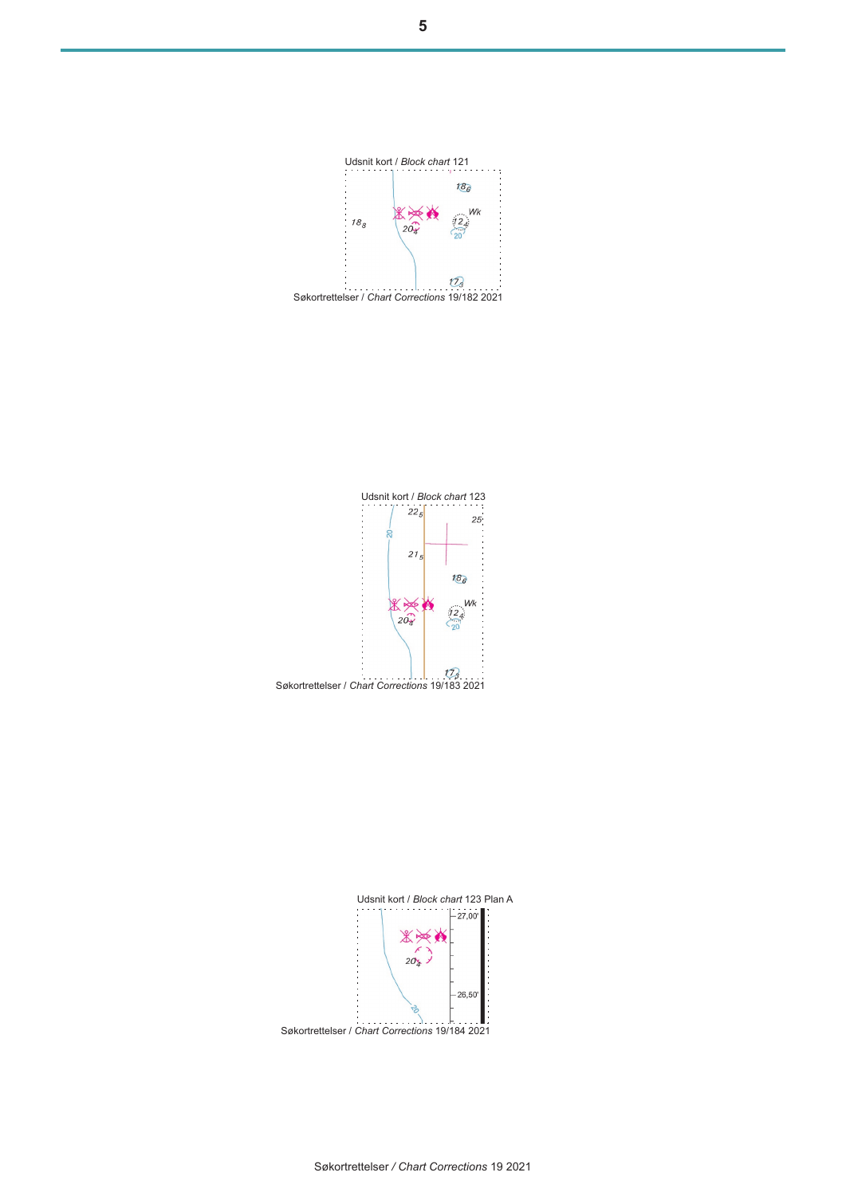Udsnit kort / *Block chart* 121

Søkortrettelser / *Chart Corrections* 19/182 2021

Udsnit kort / *Block chart* 123

Søkortrettelser / *Chart Corrections* 19/183 2021

Udsnit kort / *Block chart* 123 Plan A

Søkortrettelser / *Chart Corrections* 19/184 2021